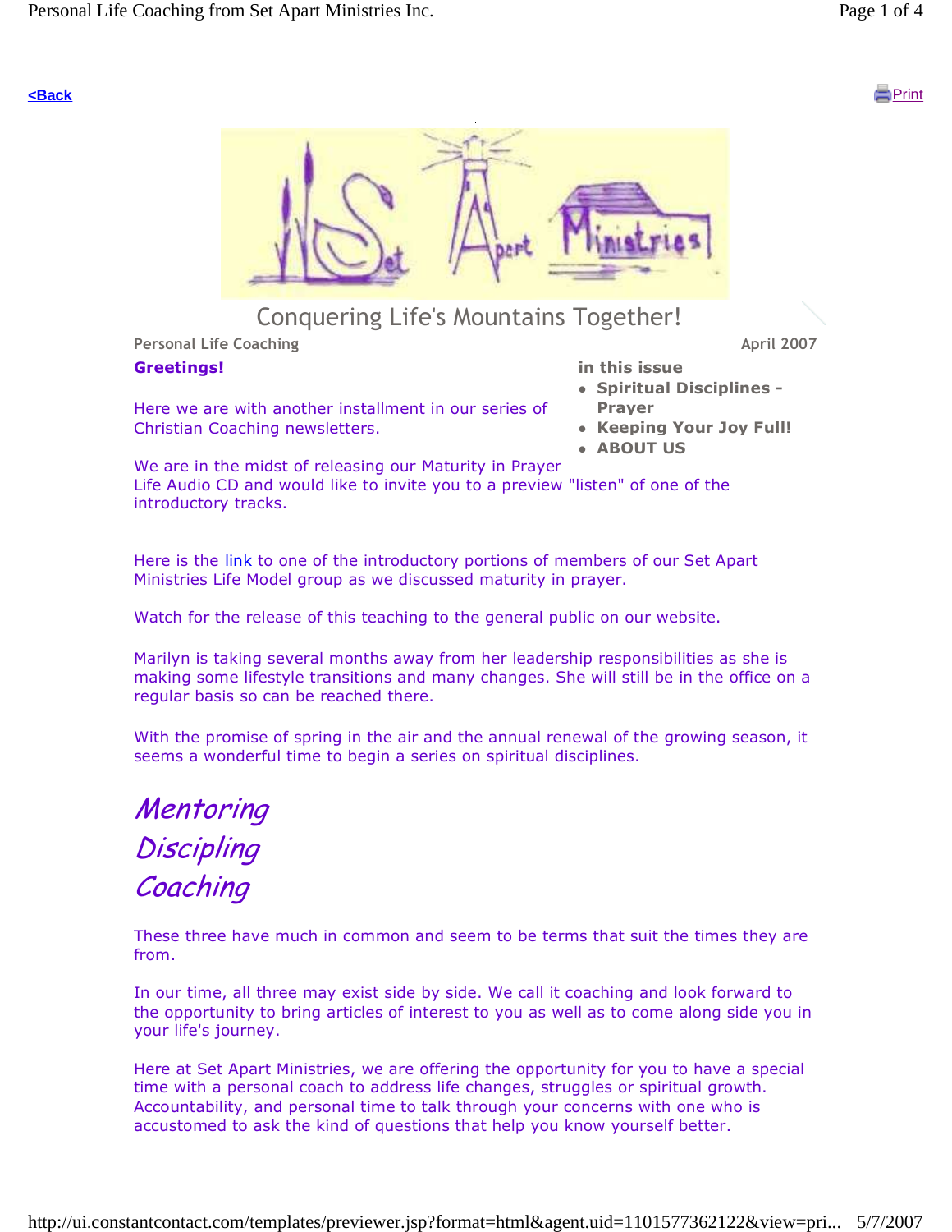<Back

Print

# Conquering Life's Mountains Together!

Personal Life Coaching

April 2007

**Greetings!**

Here we are with another installment in our series of Christian Coaching newsletters.

We are in the midst of releasing our Maturity in Prayer Life Audio CD and would like to invite you to a preview "listen" of one of the introductory tracks.

**in this issue**

- **Spiritual Disciplines - Prayer**
- **Keeping Your Joy Full!**
- **ABOUT US**

Here is the link to one of the introductory portions of members of our Set Apart Ministries Life Model group as we discussed maturity in prayer.

Watch for the release of this teaching to the general public on our website.

Marilyn is taking several months away from her leadership responsibilities as she is making some lifestyle transitions and many changes. She will still be in the office on a regular basis so can be reached there.

With the promise of spring in the air and the annual renewal of the growing season, it seems a wonderful time to begin a series on spiritual disciplines.

## *Mentoring*
## *Discipling*
## *Coaching*

These three have much in common and seem to be terms that suit the times they are from.

In our time, all three may exist side by side. We call it coaching and look forward to the opportunity to bring articles of interest to you as well as to come along side you in your life's journey.

Here at Set Apart Ministries, we are offering the opportunity for you to have a special time with a personal coach to address life changes, struggles or spiritual growth. Accountability, and personal time to talk through your concerns with one who is accustomed to ask the kind of questions that help you know yourself better.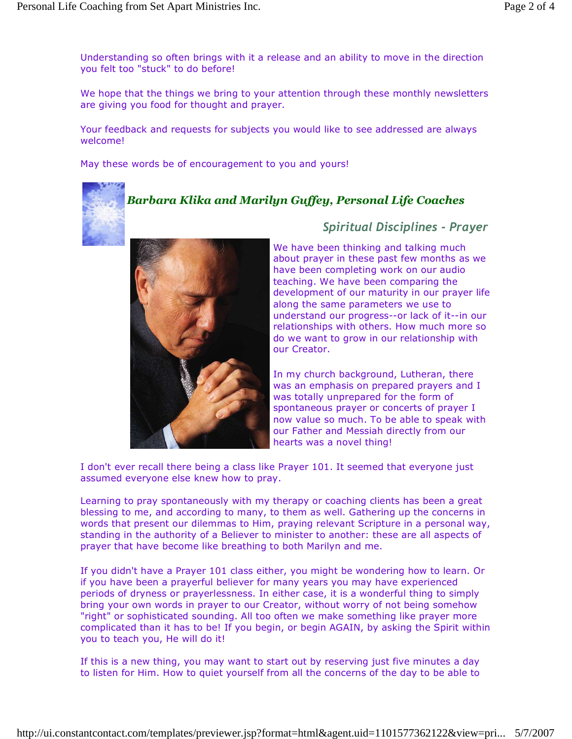Understanding so often brings with it a release and an ability to move in the direction you felt too "stuck" to do before!

We hope that the things we bring to your attention through these monthly newsletters are giving you food for thought and prayer.

Your feedback and requests for subjects you would like to see addressed are always welcome!

May these words be of encouragement to you and yours!

***Barbara Klika and Marilyn Guffey, Personal Life Coaches***

## *Spiritual Disciplines - Prayer*

We have been thinking and talking much about prayer in these past few months as we have been completing work on our audio teaching. We have been comparing the development of our maturity in our prayer life along the same parameters we use to understand our progress--or lack of it--in our relationships with others. How much more so do we want to grow in our relationship with our Creator.

In my church background, Lutheran, there was an emphasis on prepared prayers and I was totally unprepared for the form of spontaneous prayer or concerts of prayer I now value so much. To be able to speak with our Father and Messiah directly from our hearts was a novel thing!

I don't ever recall there being a class like Prayer 101. It seemed that everyone just assumed everyone else knew how to pray.

Learning to pray spontaneously with my therapy or coaching clients has been a great blessing to me, and according to many, to them as well. Gathering up the concerns in words that present our dilemmas to Him, praying relevant Scripture in a personal way, standing in the authority of a Believer to minister to another: these are all aspects of prayer that have become like breathing to both Marilyn and me.

If you didn't have a Prayer 101 class either, you might be wondering how to learn. Or if you have been a prayerful believer for many years you may have experienced periods of dryness or prayerlessness. In either case, it is a wonderful thing to simply bring your own words in prayer to our Creator, without worry of not being somehow "right" or sophisticated sounding. All too often we make something like prayer more complicated than it has to be! If you begin, or begin AGAIN, by asking the Spirit within you to teach you, He will do it!

If this is a new thing, you may want to start out by reserving just five minutes a day to listen for Him. How to quiet yourself from all the concerns of the day to be able to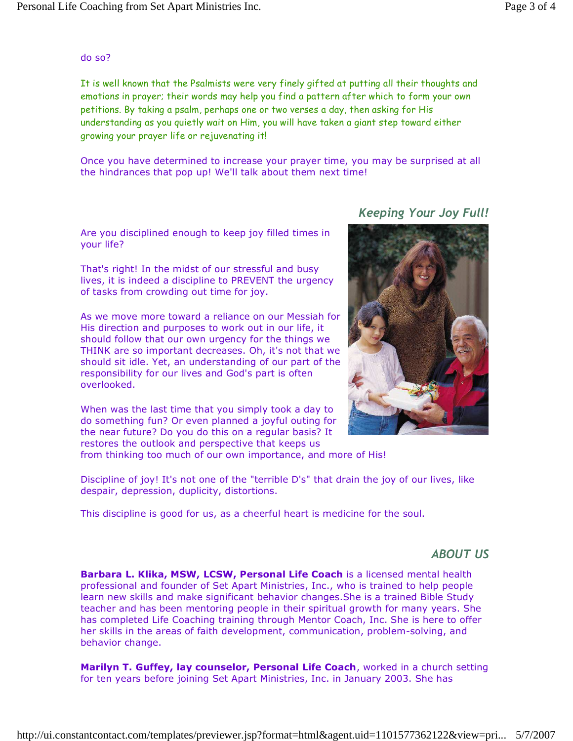do so?

It is well known that the Psalmists were very finely gifted at putting all their thoughts and emotions in prayer; their words may help you find a pattern after which to form your own petitions. By taking a psalm, perhaps one or two verses a day, then asking for His understanding as you quietly wait on Him, you will have taken a giant step toward either growing your prayer life or rejuvenating it!

Once you have determined to increase your prayer time, you may be surprised at all the hindrances that pop up! We'll talk about them next time!

## *Keeping Your Joy Full!*

Are you disciplined enough to keep joy filled times in your life?

That's right! In the midst of our stressful and busy lives, it is indeed a discipline to PREVENT the urgency of tasks from crowding out time for joy.

As we move more toward a reliance on our Messiah for His direction and purposes to work out in our life, it should follow that our own urgency for the things we THINK are so important decreases. Oh, it's not that we should sit idle. Yet, an understanding of our part of the responsibility for our lives and God's part is often overlooked.

When was the last time that you simply took a day to do something fun? Or even planned a joyful outing for the near future? Do you do this on a regular basis? It restores the outlook and perspective that keeps us from thinking too much of our own importance, and more of His!

Discipline of joy! It's not one of the "terrible D's" that drain the joy of our lives, like despair, depression, duplicity, distortions.

This discipline is good for us, as a cheerful heart is medicine for the soul.

## *ABOUT US*

**Barbara L. Klika, MSW, LCSW, Personal Life Coach** is a licensed mental health professional and founder of Set Apart Ministries, Inc., who is trained to help people learn new skills and make significant behavior changes.She is a trained Bible Study teacher and has been mentoring people in their spiritual growth for many years. She has completed Life Coaching training through Mentor Coach, Inc. She is here to offer her skills in the areas of faith development, communication, problem-solving, and behavior change.

**Marilyn T. Guffey, lay counselor, Personal Life Coach**, worked in a church setting for ten years before joining Set Apart Ministries, Inc. in January 2003. She has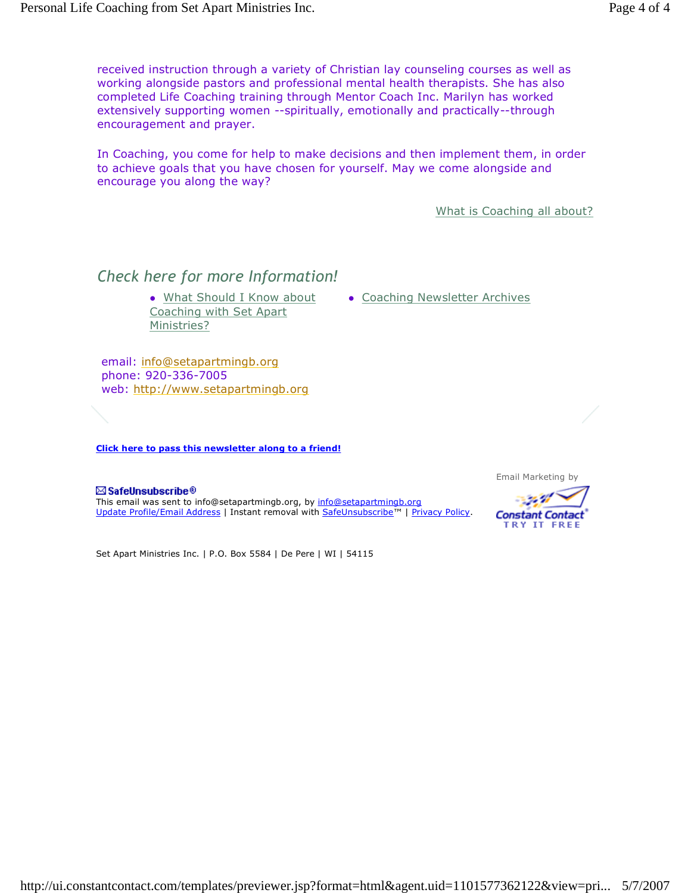received instruction through a variety of Christian lay counseling courses as well as working alongside pastors and professional mental health therapists. She has also completed Life Coaching training through Mentor Coach Inc. Marilyn has worked extensively supporting women --spiritually, emotionally and practically--through encouragement and prayer.

In Coaching, you come for help to make decisions and then implement them, in order to achieve goals that you have chosen for yourself. May we come alongside and encourage you along the way?

What is Coaching all about?

*Check here for more Information!*

- What Should I Know about Coaching with Set Apart Ministries?
- Coaching Newsletter Archives

email: info@setapartmingb.org
phone: 920-336-7005
web: http://www.setapartmingb.org

**Click here to pass this newsletter along to a friend!**

**SafeUnsubscribe®**
This email was sent to info@setapartmingb.org, by info@setapartmingb.org
Update Profile/Email Address | Instant removal with SafeUnsubscribe™ | Privacy Policy.

Email Marketing by Constant Contact® TRY IT FREE

Set Apart Ministries Inc. | P.O. Box 5584 | De Pere | WI | 54115